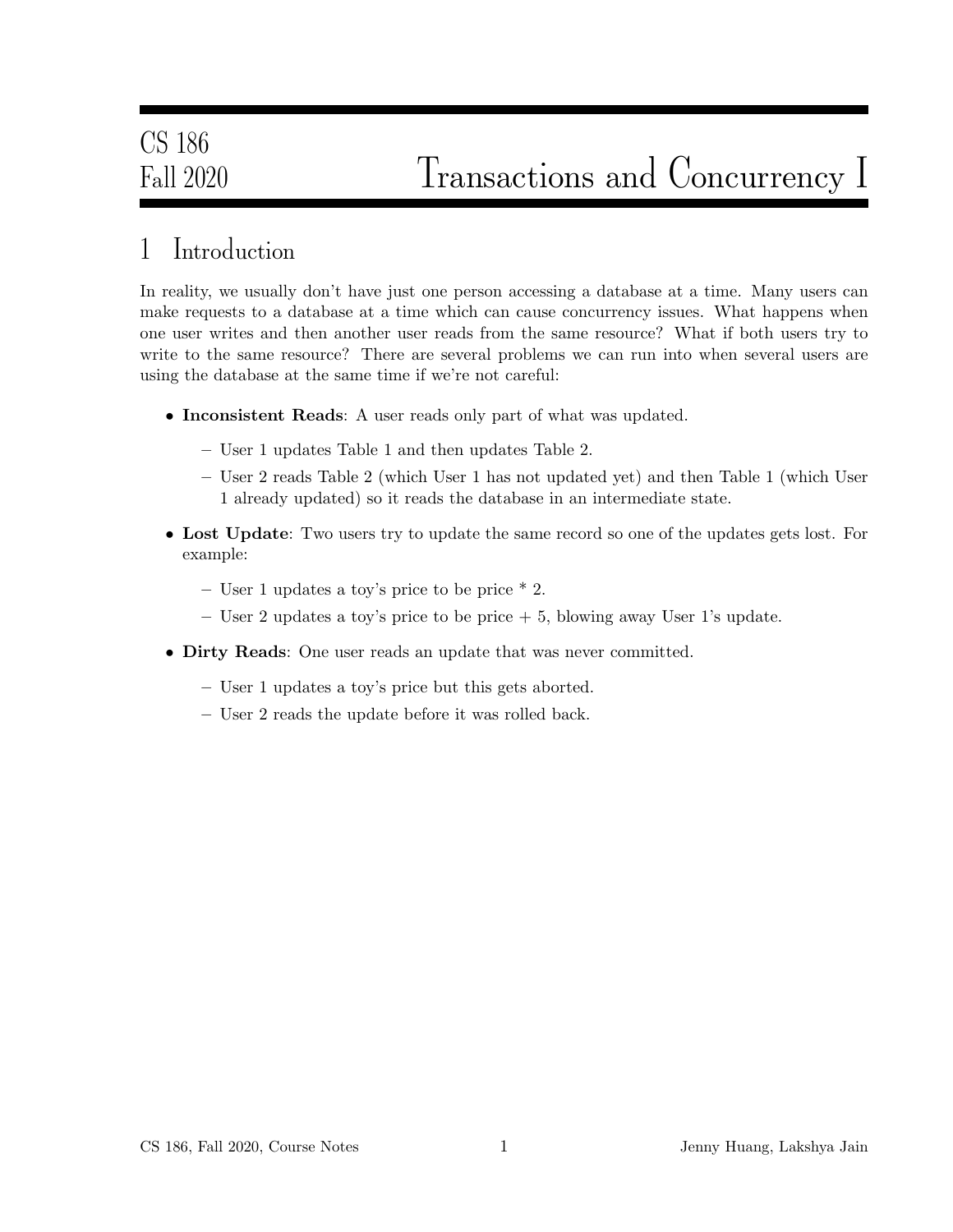CS 186
Fall 2020

# Transactions and Concurrency I

## 1 Introduction

In reality, we usually don't have just one person accessing a database at a time. Many users can make requests to a database at a time which can cause concurrency issues. What happens when one user writes and then another user reads from the same resource? What if both users try to write to the same resource? There are several problems we can run into when several users are using the database at the same time if we're not careful:

- **Inconsistent Reads**: A user reads only part of what was updated.
  - User 1 updates Table 1 and then updates Table 2.
  - User 2 reads Table 2 (which User 1 has not updated yet) and then Table 1 (which User 1 already updated) so it reads the database in an intermediate state.
- **Lost Update**: Two users try to update the same record so one of the updates gets lost. For example:
  - User 1 updates a toy's price to be price * 2.
  - User 2 updates a toy's price to be price + 5, blowing away User 1's update.
- **Dirty Reads**: One user reads an update that was never committed.
  - User 1 updates a toy's price but this gets aborted.
  - User 2 reads the update before it was rolled back.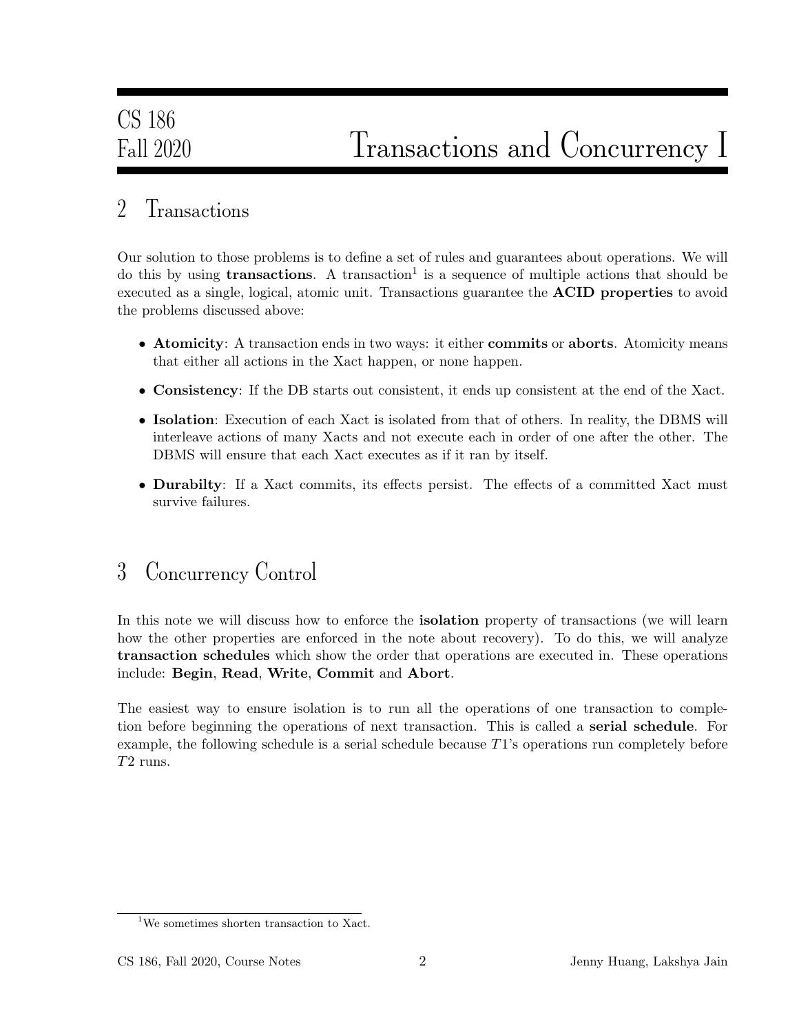## 2 Transactions

Our solution to those problems is to define a set of rules and guarantees about operations. We will do this by using **transactions**. A transaction[1] is a sequence of multiple actions that should be executed as a single, logical, atomic unit. Transactions guarantee the **ACID properties** to avoid the problems discussed above:

- **Atomicity**: A transaction ends in two ways: it either **commits** or **aborts**. Atomicity means that either all actions in the Xact happen, or none happen.
- **Consistency**: If the DB starts out consistent, it ends up consistent at the end of the Xact.
- **Isolation**: Execution of each Xact is isolated from that of others. In reality, the DBMS will interleave actions of many Xacts and not execute each in order of one after the other. The DBMS will ensure that each Xact executes as if it ran by itself.
- **Durabilty**: If a Xact commits, its effects persist. The effects of a committed Xact must survive failures.

## 3 Concurrency Control

In this note we will discuss how to enforce the **isolation** property of transactions (we will learn how the other properties are enforced in the note about recovery). To do this, we will analyze **transaction schedules** which show the order that operations are executed in. These operations include: **Begin**, **Read**, **Write**, **Commit** and **Abort**.

The easiest way to ensure isolation is to run all the operations of one transaction to completion before beginning the operations of next transaction. This is called a **serial schedule**. For example, the following schedule is a serial schedule because $T1$'s operations run completely before $T2$ runs.

[1] We sometimes shorten transaction to Xact.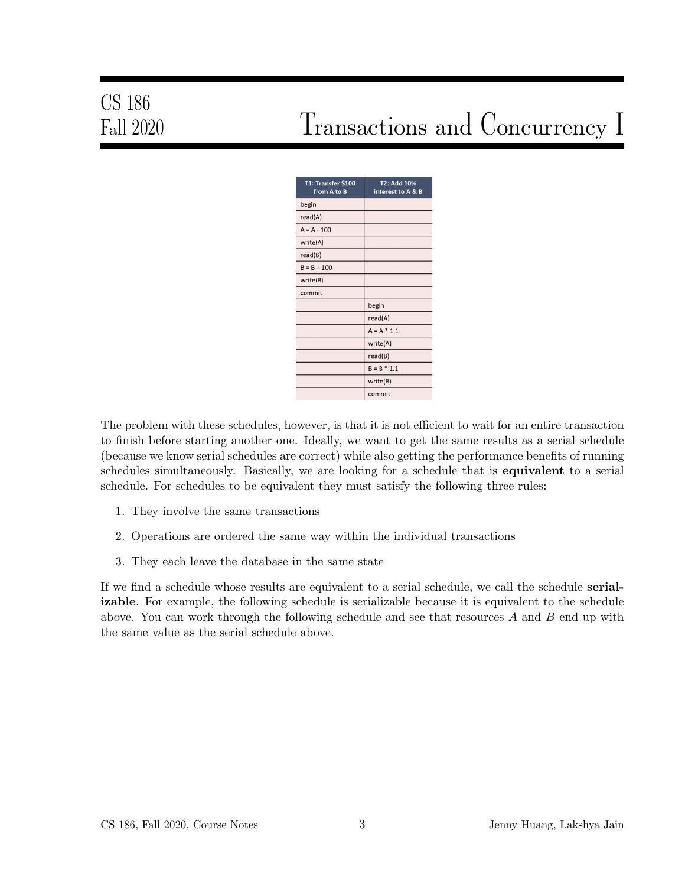| T1: Transfer $100 from A to B | T2: Add 10% interest to A & B |
| --- | --- |
| begin | |
| read(A) | |
| A = A - 100 | |
| write(A) | |
| read(B) | |
| B = B + 100 | |
| write(B) | |
| commit | |
| | begin |
| | read(A) |
| | A = A * 1.1 |
| | write(A) |
| | read(B) |
| | B = B * 1.1 |
| | write(B) |
| | commit |

The problem with these schedules, however, is that it is not efficient to wait for an entire transaction to finish before starting another one. Ideally, we want to get the same results as a serial schedule (because we know serial schedules are correct) while also getting the performance benefits of running schedules simultaneously. Basically, we are looking for a schedule that is **equivalent** to a serial schedule. For schedules to be equivalent they must satisfy the following three rules:

1. They involve the same transactions
2. Operations are ordered the same way within the individual transactions
3. They each leave the database in the same state

If we find a schedule whose results are equivalent to a serial schedule, we call the schedule **serializable**. For example, the following schedule is serializable because it is equivalent to the schedule above. You can work through the following schedule and see that resources $A$ and $B$ end up with the same value as the serial schedule above.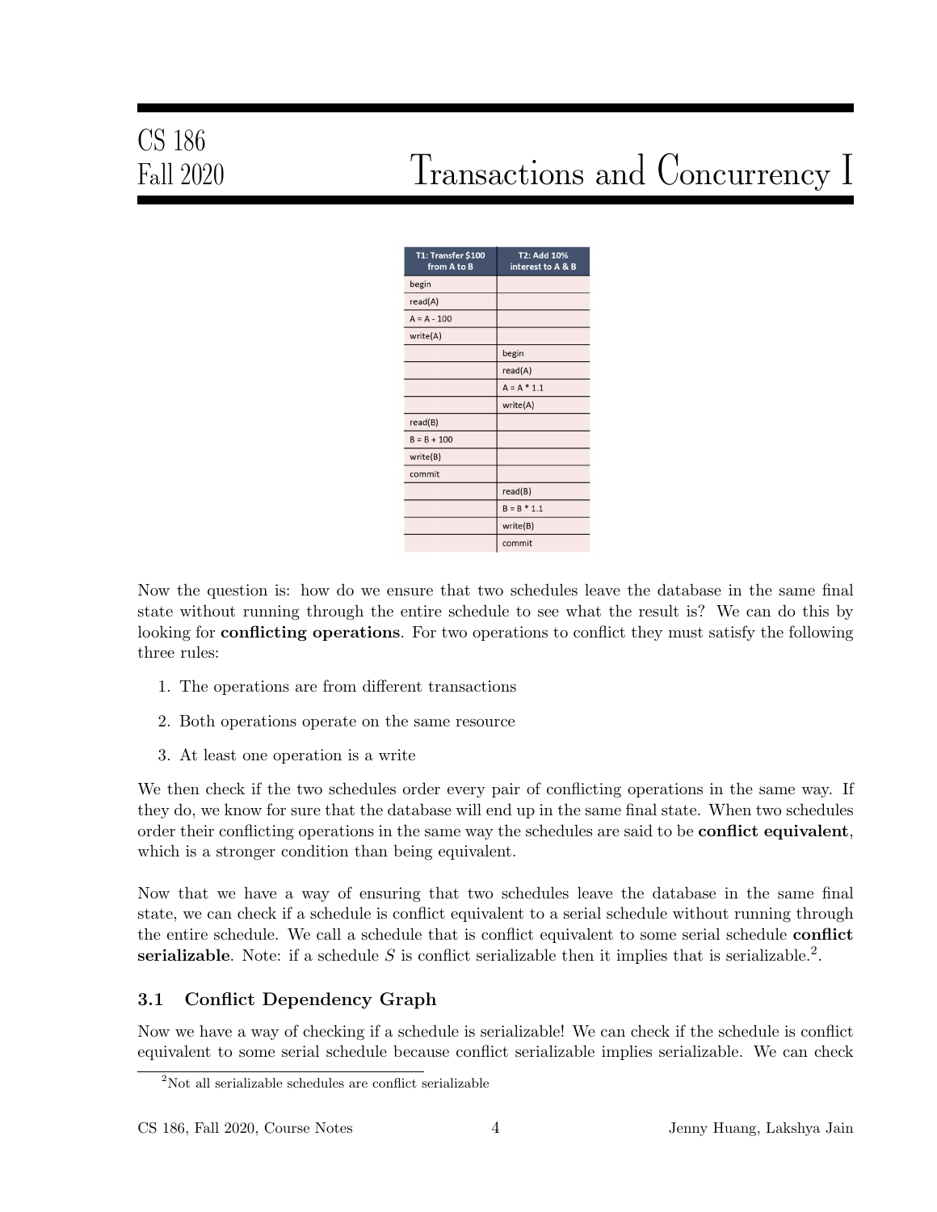| T1: Transfer $100 from A to B | T2: Add 10% interest to A & B |
|---|---|
| begin | |
| read(A) | |
| A = A - 100 | |
| write(A) | |
| | begin |
| | read(A) |
| | A = A * 1.1 |
| | write(A) |
| read(B) | |
| B = B + 100 | |
| write(B) | |
| commit | |
| | read(B) |
| | B = B * 1.1 |
| | write(B) |
| | commit |

Now the question is: how do we ensure that two schedules leave the database in the same final state without running through the entire schedule to see what the result is? We can do this by looking for **conflicting operations**. For two operations to conflict they must satisfy the following three rules:

1. The operations are from different transactions
2. Both operations operate on the same resource
3. At least one operation is a write

We then check if the two schedules order every pair of conflicting operations in the same way. If they do, we know for sure that the database will end up in the same final state. When two schedules order their conflicting operations in the same way the schedules are said to be **conflict equivalent**, which is a stronger condition than being equivalent.

Now that we have a way of ensuring that two schedules leave the database in the same final state, we can check if a schedule is conflict equivalent to a serial schedule without running through the entire schedule. We call a schedule that is conflict equivalent to some serial schedule **conflict serializable**. Note: if a schedule $S$ is conflict serializable then it implies that is serializable.[2].

### 3.1 Conflict Dependency Graph

Now we have a way of checking if a schedule is serializable! We can check if the schedule is conflict equivalent to some serial schedule because conflict serializable implies serializable. We can check

[2] Not all serializable schedules are conflict serializable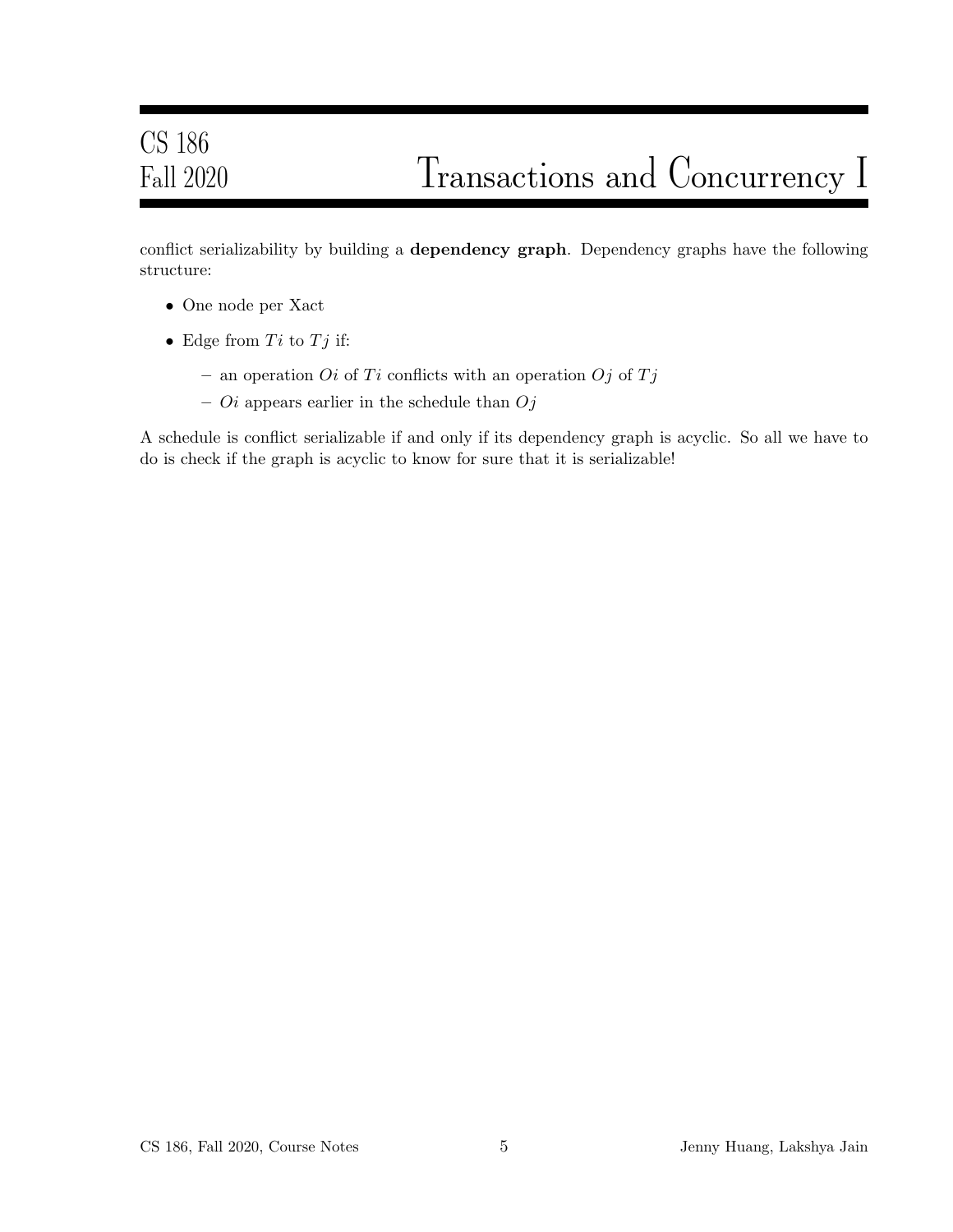conflict serializability by building a **dependency graph**. Dependency graphs have the following structure:

- One node per Xact
- Edge from $Ti$ to $Tj$ if:
  - an operation $Oi$ of $Ti$ conflicts with an operation $Oj$ of $Tj$
  - $Oi$ appears earlier in the schedule than $Oj$

A schedule is conflict serializable if and only if its dependency graph is acyclic. So all we have to do is check if the graph is acyclic to know for sure that it is serializable!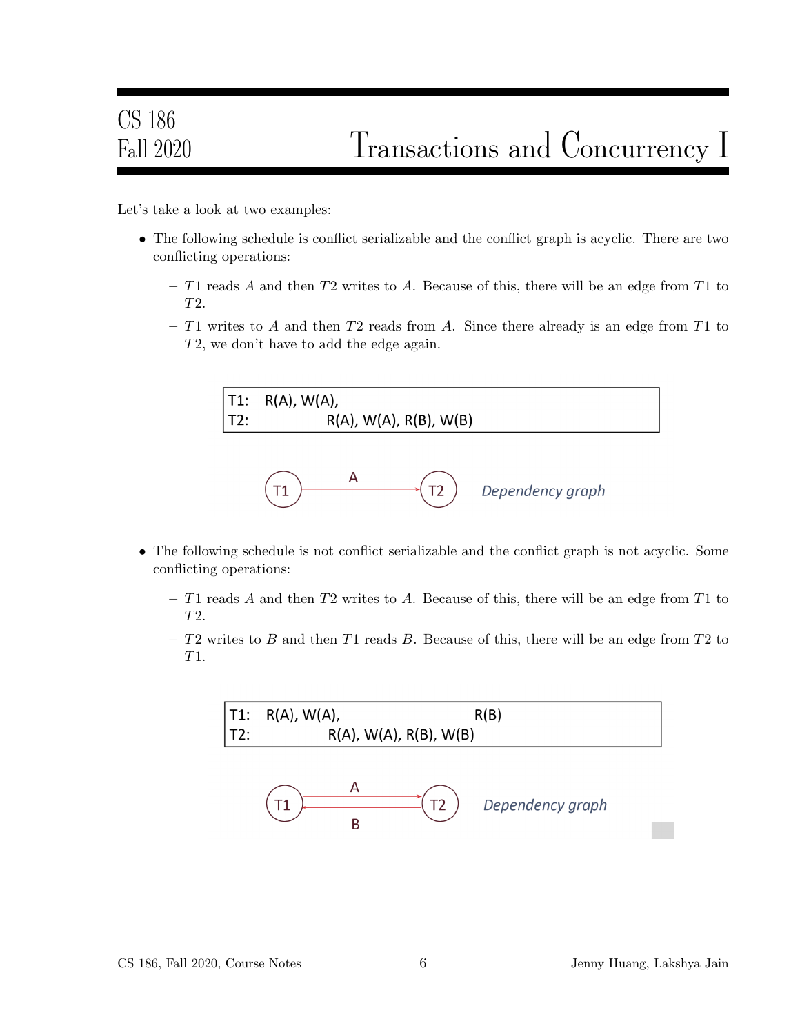Let's take a look at two examples:

- The following schedule is conflict serializable and the conflict graph is acyclic. There are two conflicting operations:
  - $T1$ reads $A$ and then $T2$ writes to $A$. Because of this, there will be an edge from $T1$ to $T2$.
  - $T1$ writes to $A$ and then $T2$ reads from $A$. Since there already is an edge from $T1$ to $T2$, we don't have to add the edge again.

```
T1:   R(A), W(A),
T2:                 R(A), W(A), R(B), W(B)
```

T1 —A→ T2 *Dependency graph*

- The following schedule is not conflict serializable and the conflict graph is not acyclic. Some conflicting operations:
  - $T1$ reads $A$ and then $T2$ writes to $A$. Because of this, there will be an edge from $T1$ to $T2$.
  - $T2$ writes to $B$ and then $T1$ reads $B$. Because of this, there will be an edge from $T2$ to $T1$.

```
T1:   R(A), W(A),                                  R(B)
T2:                 R(A), W(A), R(B), W(B)
```

T1 —A→ T2, T2 —B→ T1 *Dependency graph*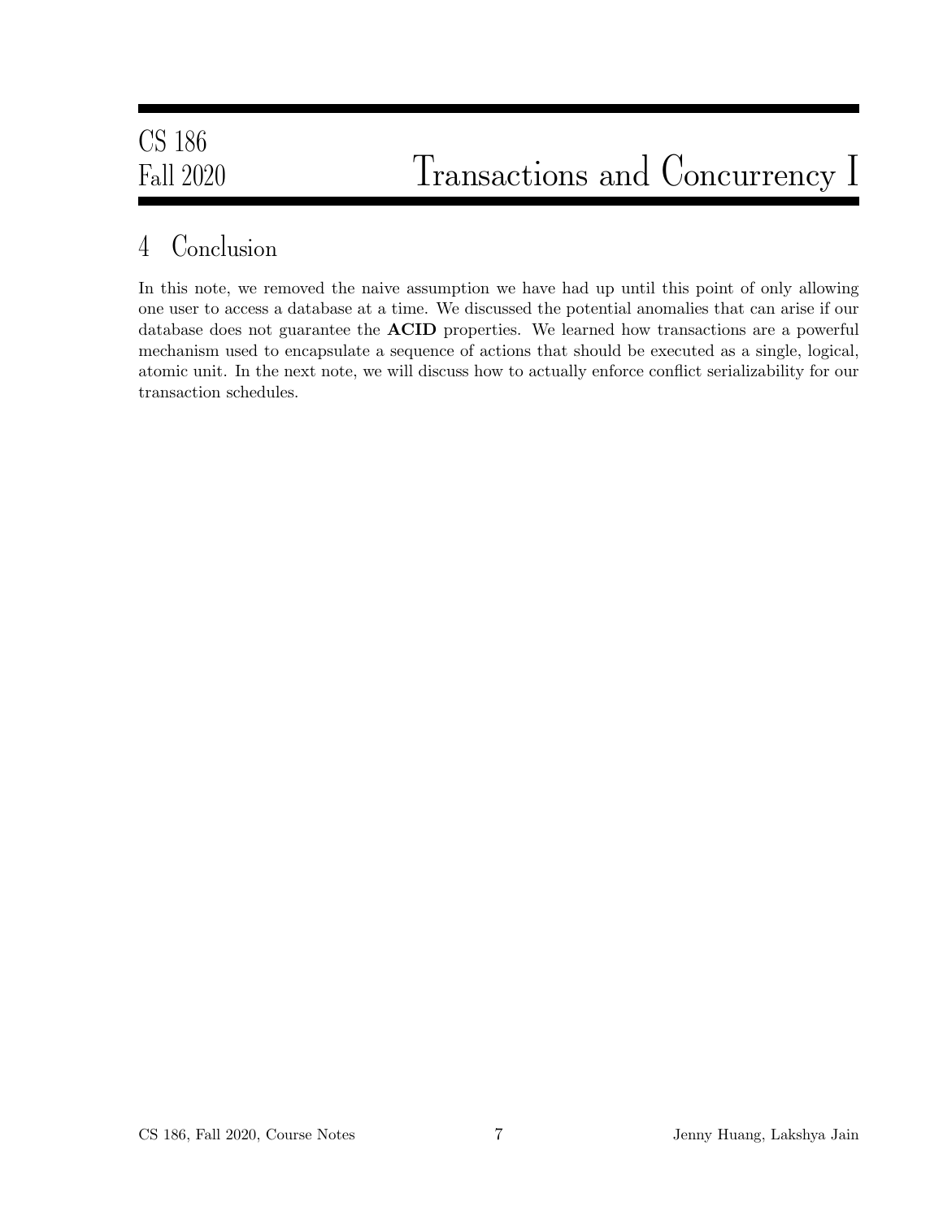## 4 Conclusion

In this note, we removed the naive assumption we have had up until this point of only allowing one user to access a database at a time. We discussed the potential anomalies that can arise if our database does not guarantee the **ACID** properties. We learned how transactions are a powerful mechanism used to encapsulate a sequence of actions that should be executed as a single, logical, atomic unit. In the next note, we will discuss how to actually enforce conflict serializability for our transaction schedules.